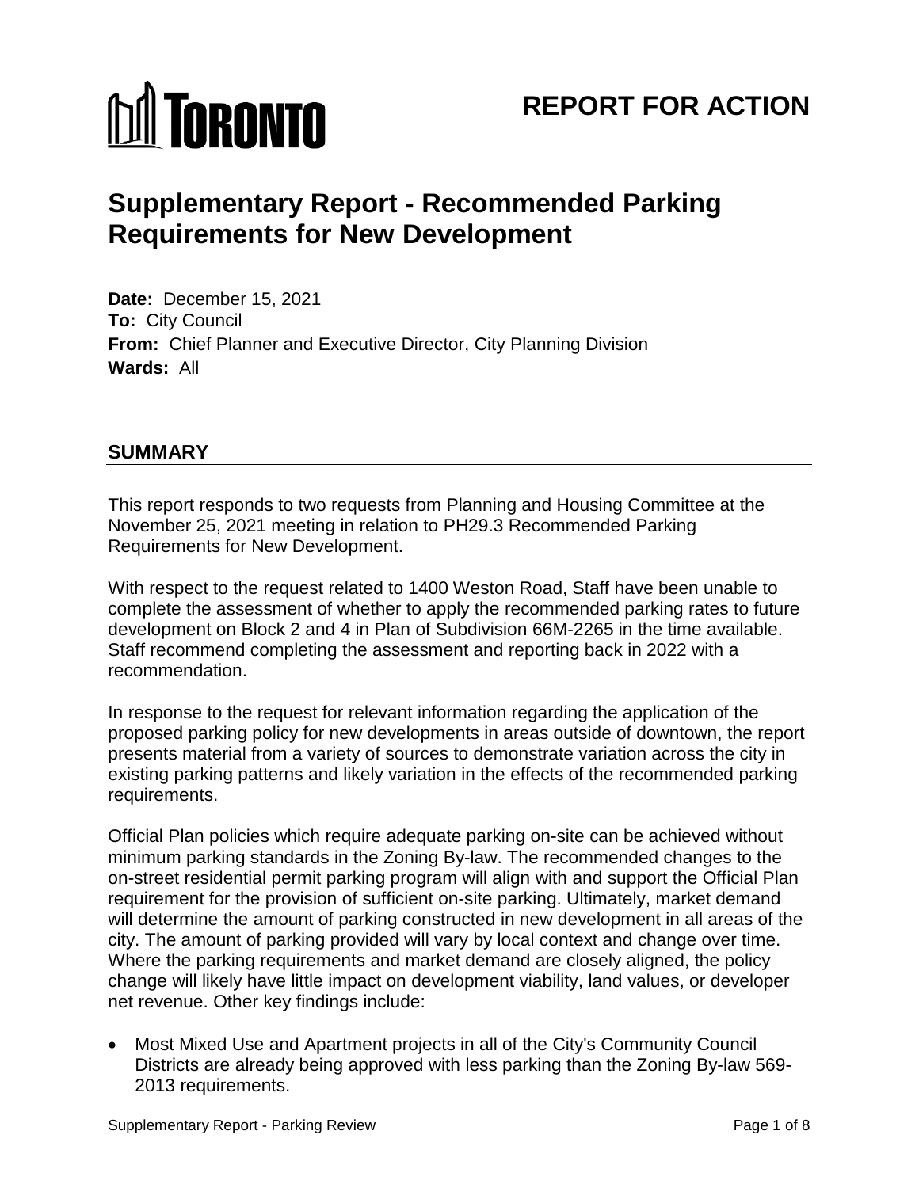TORONTO

# REPORT FOR ACTION

# Supplementary Report - Recommended Parking Requirements for New Development

**Date:** December 15, 2021
**To:** City Council
**From:** Chief Planner and Executive Director, City Planning Division
**Wards:** All

## SUMMARY

This report responds to two requests from Planning and Housing Committee at the November 25, 2021 meeting in relation to PH29.3 Recommended Parking Requirements for New Development.

With respect to the request related to 1400 Weston Road, Staff have been unable to complete the assessment of whether to apply the recommended parking rates to future development on Block 2 and 4 in Plan of Subdivision 66M-2265 in the time available. Staff recommend completing the assessment and reporting back in 2022 with a recommendation.

In response to the request for relevant information regarding the application of the proposed parking policy for new developments in areas outside of downtown, the report presents material from a variety of sources to demonstrate variation across the city in existing parking patterns and likely variation in the effects of the recommended parking requirements.

Official Plan policies which require adequate parking on-site can be achieved without minimum parking standards in the Zoning By-law. The recommended changes to the on-street residential permit parking program will align with and support the Official Plan requirement for the provision of sufficient on-site parking. Ultimately, market demand will determine the amount of parking constructed in new development in all areas of the city. The amount of parking provided will vary by local context and change over time. Where the parking requirements and market demand are closely aligned, the policy change will likely have little impact on development viability, land values, or developer net revenue. Other key findings include:

- Most Mixed Use and Apartment projects in all of the City's Community Council Districts are already being approved with less parking than the Zoning By-law 569-2013 requirements.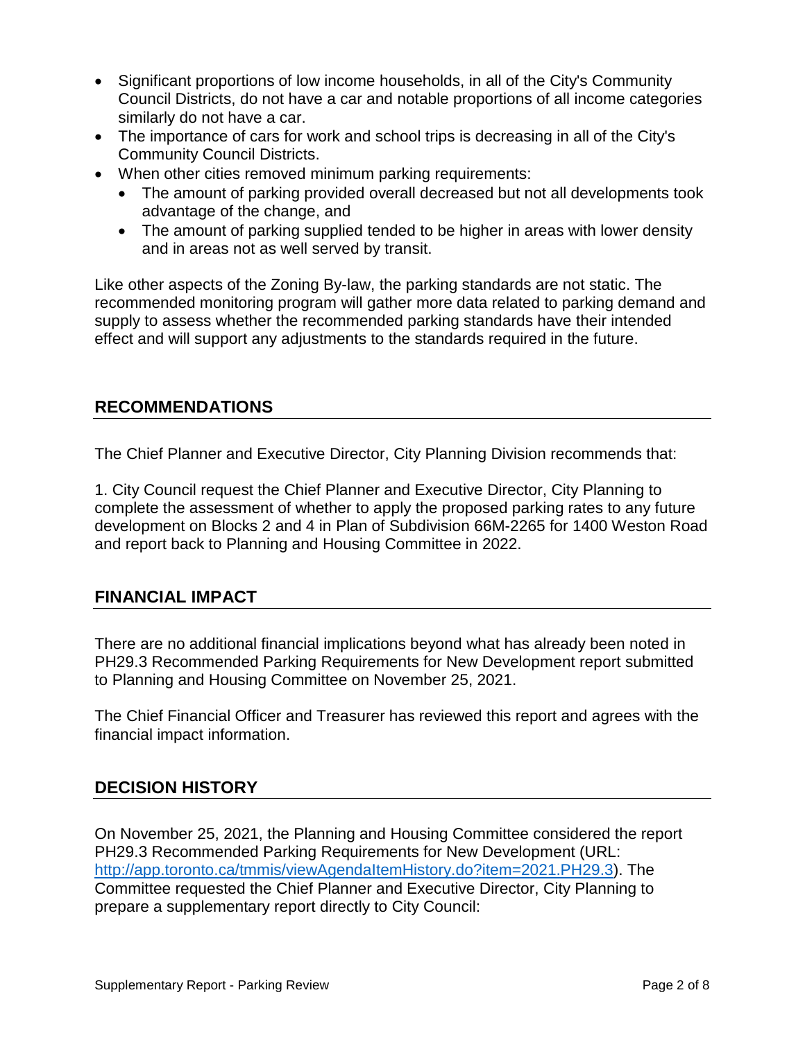- Significant proportions of low income households, in all of the City's Community Council Districts, do not have a car and notable proportions of all income categories similarly do not have a car.
- The importance of cars for work and school trips is decreasing in all of the City's Community Council Districts.
- When other cities removed minimum parking requirements:
  - The amount of parking provided overall decreased but not all developments took advantage of the change, and
  - The amount of parking supplied tended to be higher in areas with lower density and in areas not as well served by transit.

Like other aspects of the Zoning By-law, the parking standards are not static. The recommended monitoring program will gather more data related to parking demand and supply to assess whether the recommended parking standards have their intended effect and will support any adjustments to the standards required in the future.

## RECOMMENDATIONS

The Chief Planner and Executive Director, City Planning Division recommends that:

1. City Council request the Chief Planner and Executive Director, City Planning to complete the assessment of whether to apply the proposed parking rates to any future development on Blocks 2 and 4 in Plan of Subdivision 66M-2265 for 1400 Weston Road and report back to Planning and Housing Committee in 2022.

## FINANCIAL IMPACT

There are no additional financial implications beyond what has already been noted in PH29.3 Recommended Parking Requirements for New Development report submitted to Planning and Housing Committee on November 25, 2021.

The Chief Financial Officer and Treasurer has reviewed this report and agrees with the financial impact information.

## DECISION HISTORY

On November 25, 2021, the Planning and Housing Committee considered the report PH29.3 Recommended Parking Requirements for New Development (URL: [http://app.toronto.ca/tmmis/viewAgendaItemHistory.do?item=2021.PH29.3](http://app.toronto.ca/tmmis/viewAgendaItemHistory.do?item=2021.PH29.3)). The Committee requested the Chief Planner and Executive Director, City Planning to prepare a supplementary report directly to City Council: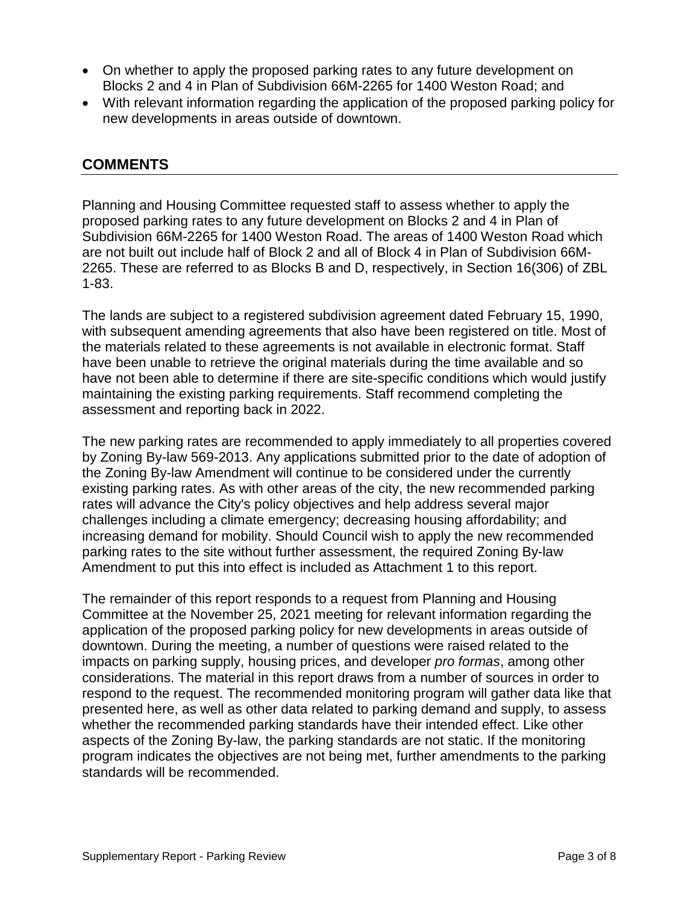- On whether to apply the proposed parking rates to any future development on Blocks 2 and 4 in Plan of Subdivision 66M-2265 for 1400 Weston Road; and
- With relevant information regarding the application of the proposed parking policy for new developments in areas outside of downtown.

## COMMENTS

Planning and Housing Committee requested staff to assess whether to apply the proposed parking rates to any future development on Blocks 2 and 4 in Plan of Subdivision 66M-2265 for 1400 Weston Road. The areas of 1400 Weston Road which are not built out include half of Block 2 and all of Block 4 in Plan of Subdivision 66M-2265. These are referred to as Blocks B and D, respectively, in Section 16(306) of ZBL 1-83.

The lands are subject to a registered subdivision agreement dated February 15, 1990, with subsequent amending agreements that also have been registered on title. Most of the materials related to these agreements is not available in electronic format. Staff have been unable to retrieve the original materials during the time available and so have not been able to determine if there are site-specific conditions which would justify maintaining the existing parking requirements. Staff recommend completing the assessment and reporting back in 2022.

The new parking rates are recommended to apply immediately to all properties covered by Zoning By-law 569-2013. Any applications submitted prior to the date of adoption of the Zoning By-law Amendment will continue to be considered under the currently existing parking rates. As with other areas of the city, the new recommended parking rates will advance the City's policy objectives and help address several major challenges including a climate emergency; decreasing housing affordability; and increasing demand for mobility. Should Council wish to apply the new recommended parking rates to the site without further assessment, the required Zoning By-law Amendment to put this into effect is included as Attachment 1 to this report.

The remainder of this report responds to a request from Planning and Housing Committee at the November 25, 2021 meeting for relevant information regarding the application of the proposed parking policy for new developments in areas outside of downtown. During the meeting, a number of questions were raised related to the impacts on parking supply, housing prices, and developer *pro formas*, among other considerations. The material in this report draws from a number of sources in order to respond to the request. The recommended monitoring program will gather data like that presented here, as well as other data related to parking demand and supply, to assess whether the recommended parking standards have their intended effect. Like other aspects of the Zoning By-law, the parking standards are not static. If the monitoring program indicates the objectives are not being met, further amendments to the parking standards will be recommended.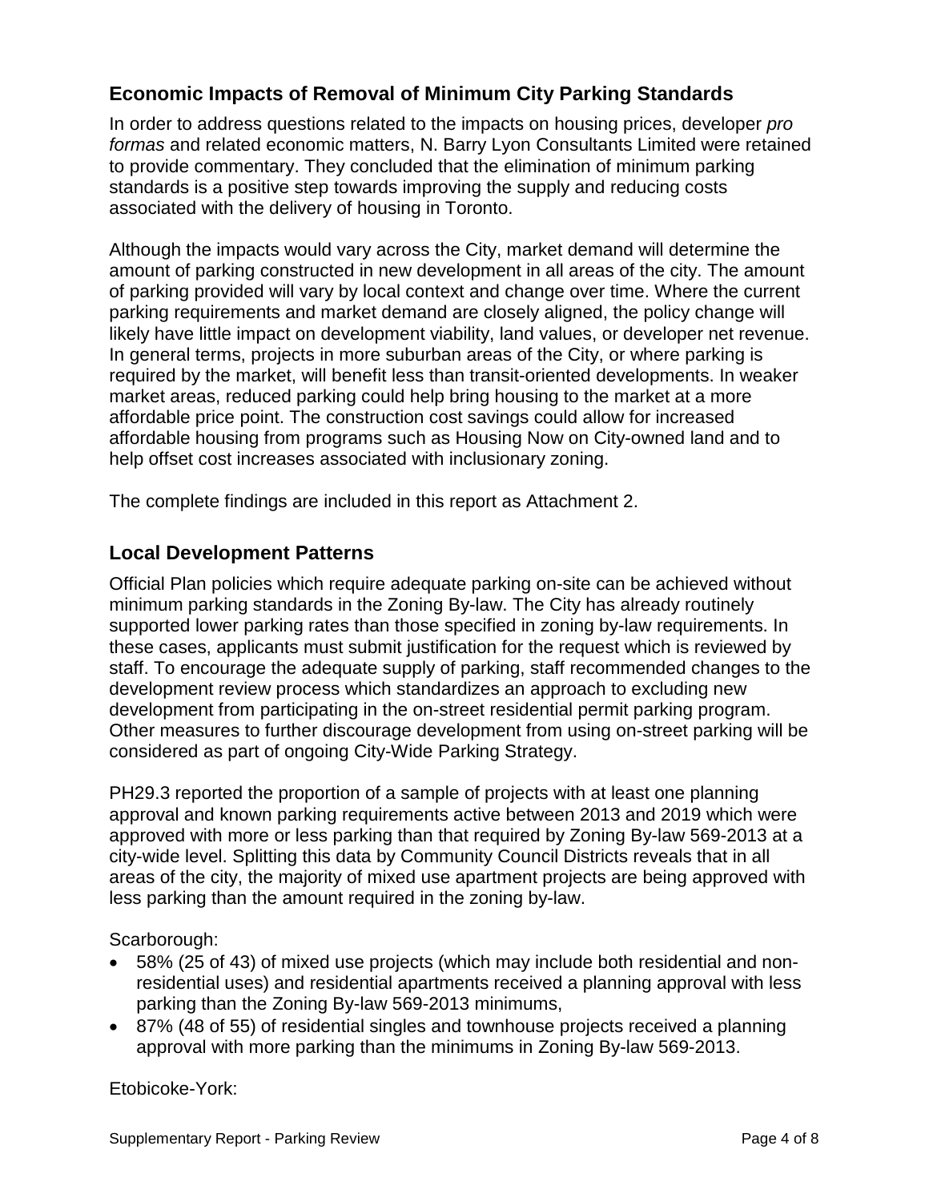## Economic Impacts of Removal of Minimum City Parking Standards

In order to address questions related to the impacts on housing prices, developer *pro formas* and related economic matters, N. Barry Lyon Consultants Limited were retained to provide commentary. They concluded that the elimination of minimum parking standards is a positive step towards improving the supply and reducing costs associated with the delivery of housing in Toronto.

Although the impacts would vary across the City, market demand will determine the amount of parking constructed in new development in all areas of the city. The amount of parking provided will vary by local context and change over time. Where the current parking requirements and market demand are closely aligned, the policy change will likely have little impact on development viability, land values, or developer net revenue. In general terms, projects in more suburban areas of the City, or where parking is required by the market, will benefit less than transit-oriented developments. In weaker market areas, reduced parking could help bring housing to the market at a more affordable price point. The construction cost savings could allow for increased affordable housing from programs such as Housing Now on City-owned land and to help offset cost increases associated with inclusionary zoning.

The complete findings are included in this report as Attachment 2.

## Local Development Patterns

Official Plan policies which require adequate parking on-site can be achieved without minimum parking standards in the Zoning By-law. The City has already routinely supported lower parking rates than those specified in zoning by-law requirements. In these cases, applicants must submit justification for the request which is reviewed by staff. To encourage the adequate supply of parking, staff recommended changes to the development review process which standardizes an approach to excluding new development from participating in the on-street residential permit parking program. Other measures to further discourage development from using on-street parking will be considered as part of ongoing City-Wide Parking Strategy.

PH29.3 reported the proportion of a sample of projects with at least one planning approval and known parking requirements active between 2013 and 2019 which were approved with more or less parking than that required by Zoning By-law 569-2013 at a city-wide level. Splitting this data by Community Council Districts reveals that in all areas of the city, the majority of mixed use apartment projects are being approved with less parking than the amount required in the zoning by-law.

Scarborough:

- 58% (25 of 43) of mixed use projects (which may include both residential and non-residential uses) and residential apartments received a planning approval with less parking than the Zoning By-law 569-2013 minimums,
- 87% (48 of 55) of residential singles and townhouse projects received a planning approval with more parking than the minimums in Zoning By-law 569-2013.

Etobicoke-York: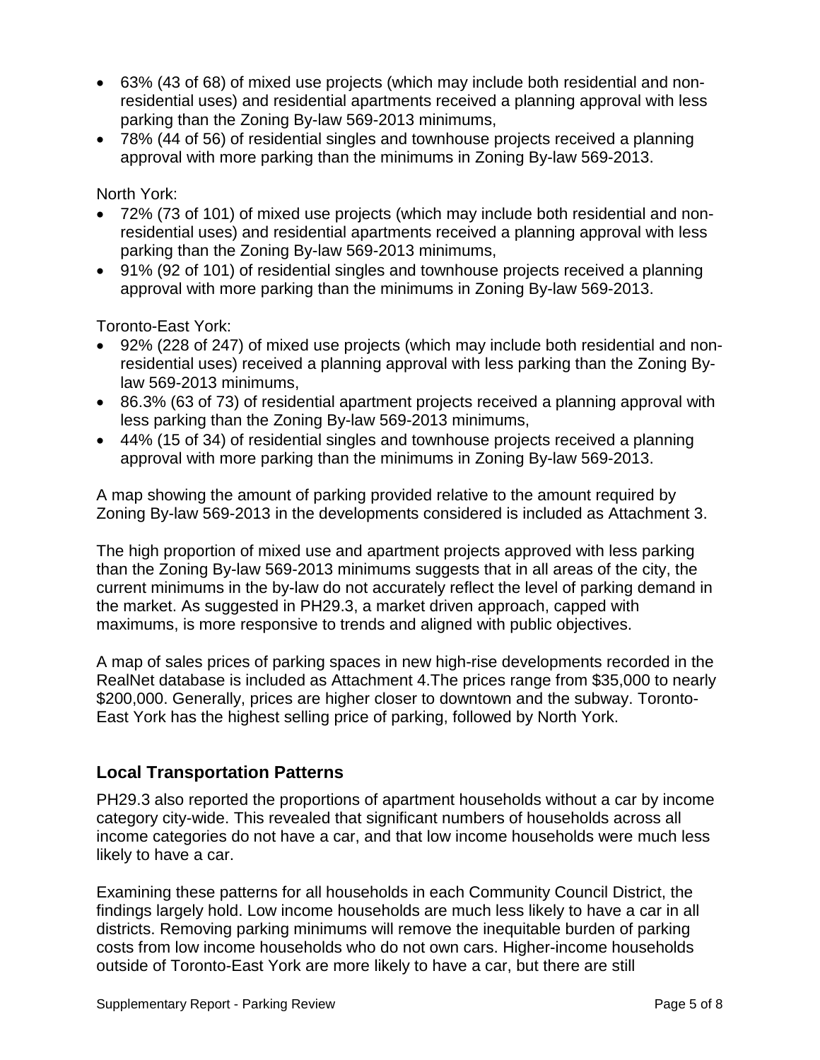- 63% (43 of 68) of mixed use projects (which may include both residential and non-residential uses) and residential apartments received a planning approval with less parking than the Zoning By-law 569-2013 minimums,
- 78% (44 of 56) of residential singles and townhouse projects received a planning approval with more parking than the minimums in Zoning By-law 569-2013.

North York:

- 72% (73 of 101) of mixed use projects (which may include both residential and non-residential uses) and residential apartments received a planning approval with less parking than the Zoning By-law 569-2013 minimums,
- 91% (92 of 101) of residential singles and townhouse projects received a planning approval with more parking than the minimums in Zoning By-law 569-2013.

Toronto-East York:

- 92% (228 of 247) of mixed use projects (which may include both residential and non-residential uses) received a planning approval with less parking than the Zoning By-law 569-2013 minimums,
- 86.3% (63 of 73) of residential apartment projects received a planning approval with less parking than the Zoning By-law 569-2013 minimums,
- 44% (15 of 34) of residential singles and townhouse projects received a planning approval with more parking than the minimums in Zoning By-law 569-2013.

A map showing the amount of parking provided relative to the amount required by Zoning By-law 569-2013 in the developments considered is included as Attachment 3.

The high proportion of mixed use and apartment projects approved with less parking than the Zoning By-law 569-2013 minimums suggests that in all areas of the city, the current minimums in the by-law do not accurately reflect the level of parking demand in the market. As suggested in PH29.3, a market driven approach, capped with maximums, is more responsive to trends and aligned with public objectives.

A map of sales prices of parking spaces in new high-rise developments recorded in the RealNet database is included as Attachment 4.The prices range from $35,000 to nearly $200,000. Generally, prices are higher closer to downtown and the subway. Toronto-East York has the highest selling price of parking, followed by North York.

## Local Transportation Patterns

PH29.3 also reported the proportions of apartment households without a car by income category city-wide. This revealed that significant numbers of households across all income categories do not have a car, and that low income households were much less likely to have a car.

Examining these patterns for all households in each Community Council District, the findings largely hold. Low income households are much less likely to have a car in all districts. Removing parking minimums will remove the inequitable burden of parking costs from low income households who do not own cars. Higher-income households outside of Toronto-East York are more likely to have a car, but there are still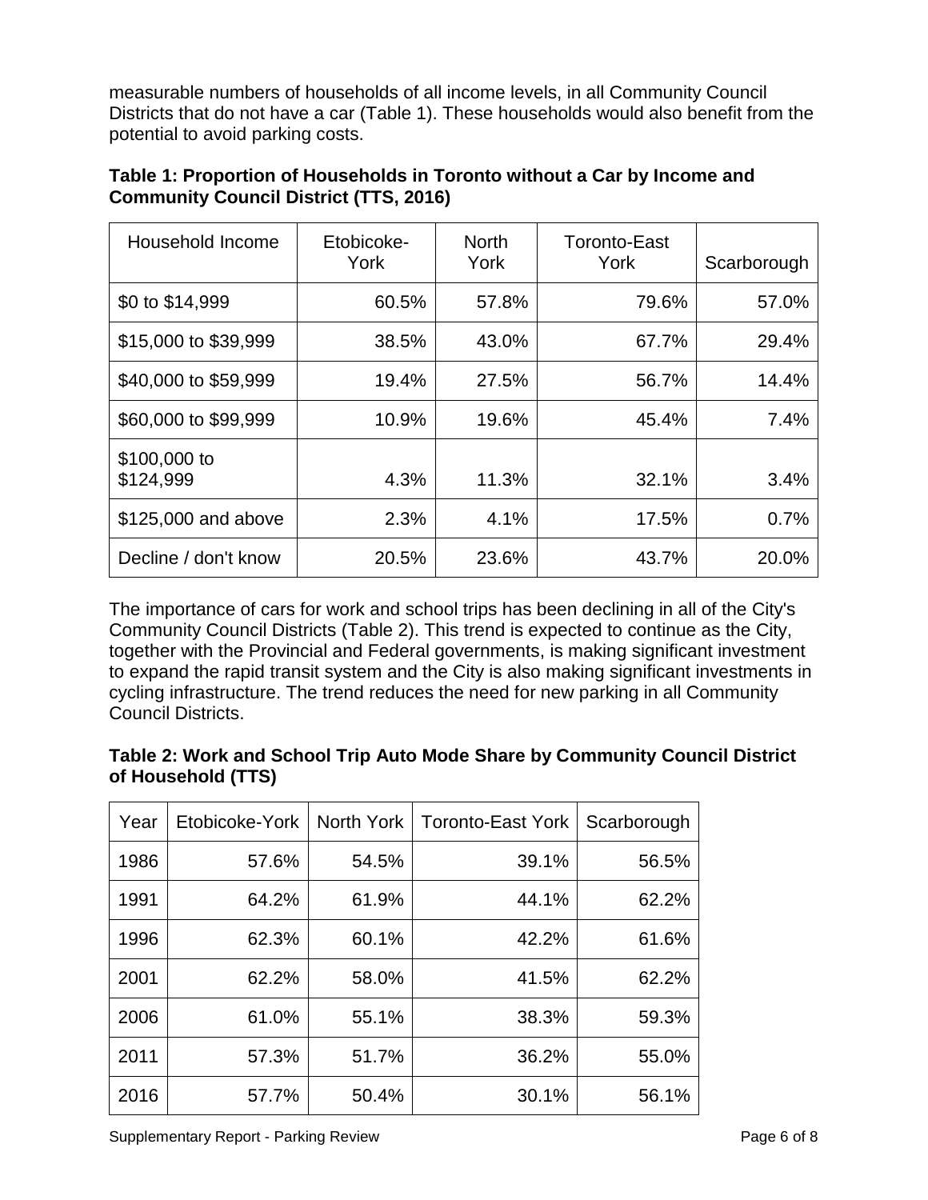measurable numbers of households of all income levels, in all Community Council Districts that do not have a car (Table 1). These households would also benefit from the potential to avoid parking costs.

**Table 1: Proportion of Households in Toronto without a Car by Income and Community Council District (TTS, 2016)**

| Household Income | Etobicoke-York | North York | Toronto-East York | Scarborough |
|---|---|---|---|---|
| $0 to $14,999 | 60.5% | 57.8% | 79.6% | 57.0% |
| $15,000 to $39,999 | 38.5% | 43.0% | 67.7% | 29.4% |
| $40,000 to $59,999 | 19.4% | 27.5% | 56.7% | 14.4% |
| $60,000 to $99,999 | 10.9% | 19.6% | 45.4% | 7.4% |
| $100,000 to $124,999 | 4.3% | 11.3% | 32.1% | 3.4% |
| $125,000 and above | 2.3% | 4.1% | 17.5% | 0.7% |
| Decline / don't know | 20.5% | 23.6% | 43.7% | 20.0% |

The importance of cars for work and school trips has been declining in all of the City's Community Council Districts (Table 2). This trend is expected to continue as the City, together with the Provincial and Federal governments, is making significant investment to expand the rapid transit system and the City is also making significant investments in cycling infrastructure. The trend reduces the need for new parking in all Community Council Districts.

**Table 2: Work and School Trip Auto Mode Share by Community Council District of Household (TTS)**

| Year | Etobicoke-York | North York | Toronto-East York | Scarborough |
|---|---|---|---|---|
| 1986 | 57.6% | 54.5% | 39.1% | 56.5% |
| 1991 | 64.2% | 61.9% | 44.1% | 62.2% |
| 1996 | 62.3% | 60.1% | 42.2% | 61.6% |
| 2001 | 62.2% | 58.0% | 41.5% | 62.2% |
| 2006 | 61.0% | 55.1% | 38.3% | 59.3% |
| 2011 | 57.3% | 51.7% | 36.2% | 55.0% |
| 2016 | 57.7% | 50.4% | 30.1% | 56.1% |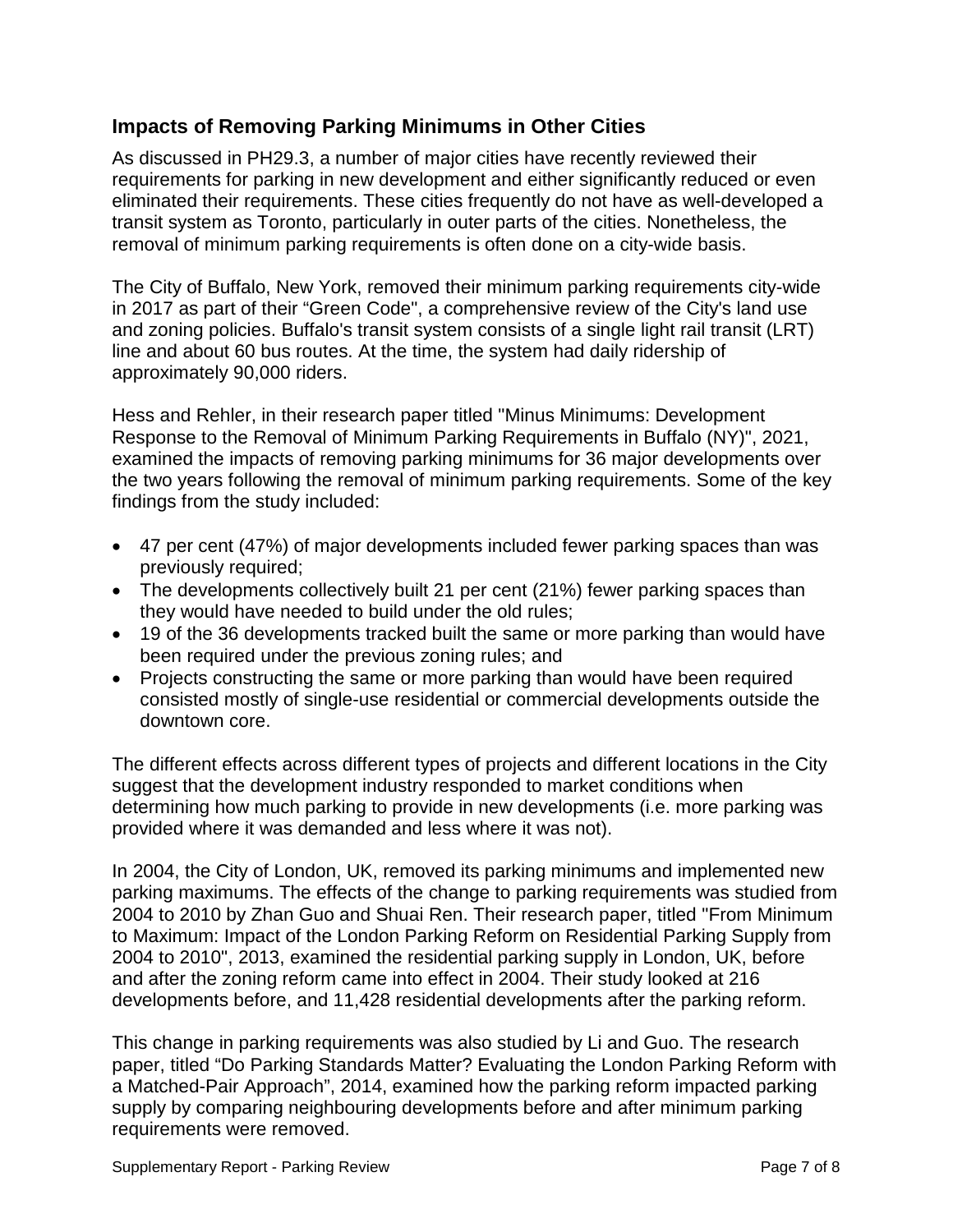## Impacts of Removing Parking Minimums in Other Cities

As discussed in PH29.3, a number of major cities have recently reviewed their requirements for parking in new development and either significantly reduced or even eliminated their requirements. These cities frequently do not have as well-developed a transit system as Toronto, particularly in outer parts of the cities. Nonetheless, the removal of minimum parking requirements is often done on a city-wide basis.

The City of Buffalo, New York, removed their minimum parking requirements city-wide in 2017 as part of their "Green Code", a comprehensive review of the City's land use and zoning policies. Buffalo's transit system consists of a single light rail transit (LRT) line and about 60 bus routes. At the time, the system had daily ridership of approximately 90,000 riders.

Hess and Rehler, in their research paper titled "Minus Minimums: Development Response to the Removal of Minimum Parking Requirements in Buffalo (NY)", 2021, examined the impacts of removing parking minimums for 36 major developments over the two years following the removal of minimum parking requirements. Some of the key findings from the study included:

- 47 per cent (47%) of major developments included fewer parking spaces than was previously required;
- The developments collectively built 21 per cent (21%) fewer parking spaces than they would have needed to build under the old rules;
- 19 of the 36 developments tracked built the same or more parking than would have been required under the previous zoning rules; and
- Projects constructing the same or more parking than would have been required consisted mostly of single-use residential or commercial developments outside the downtown core.

The different effects across different types of projects and different locations in the City suggest that the development industry responded to market conditions when determining how much parking to provide in new developments (i.e. more parking was provided where it was demanded and less where it was not).

In 2004, the City of London, UK, removed its parking minimums and implemented new parking maximums. The effects of the change to parking requirements was studied from 2004 to 2010 by Zhan Guo and Shuai Ren. Their research paper, titled "From Minimum to Maximum: Impact of the London Parking Reform on Residential Parking Supply from 2004 to 2010", 2013, examined the residential parking supply in London, UK, before and after the zoning reform came into effect in 2004. Their study looked at 216 developments before, and 11,428 residential developments after the parking reform.

This change in parking requirements was also studied by Li and Guo. The research paper, titled "Do Parking Standards Matter? Evaluating the London Parking Reform with a Matched-Pair Approach", 2014, examined how the parking reform impacted parking supply by comparing neighbouring developments before and after minimum parking requirements were removed.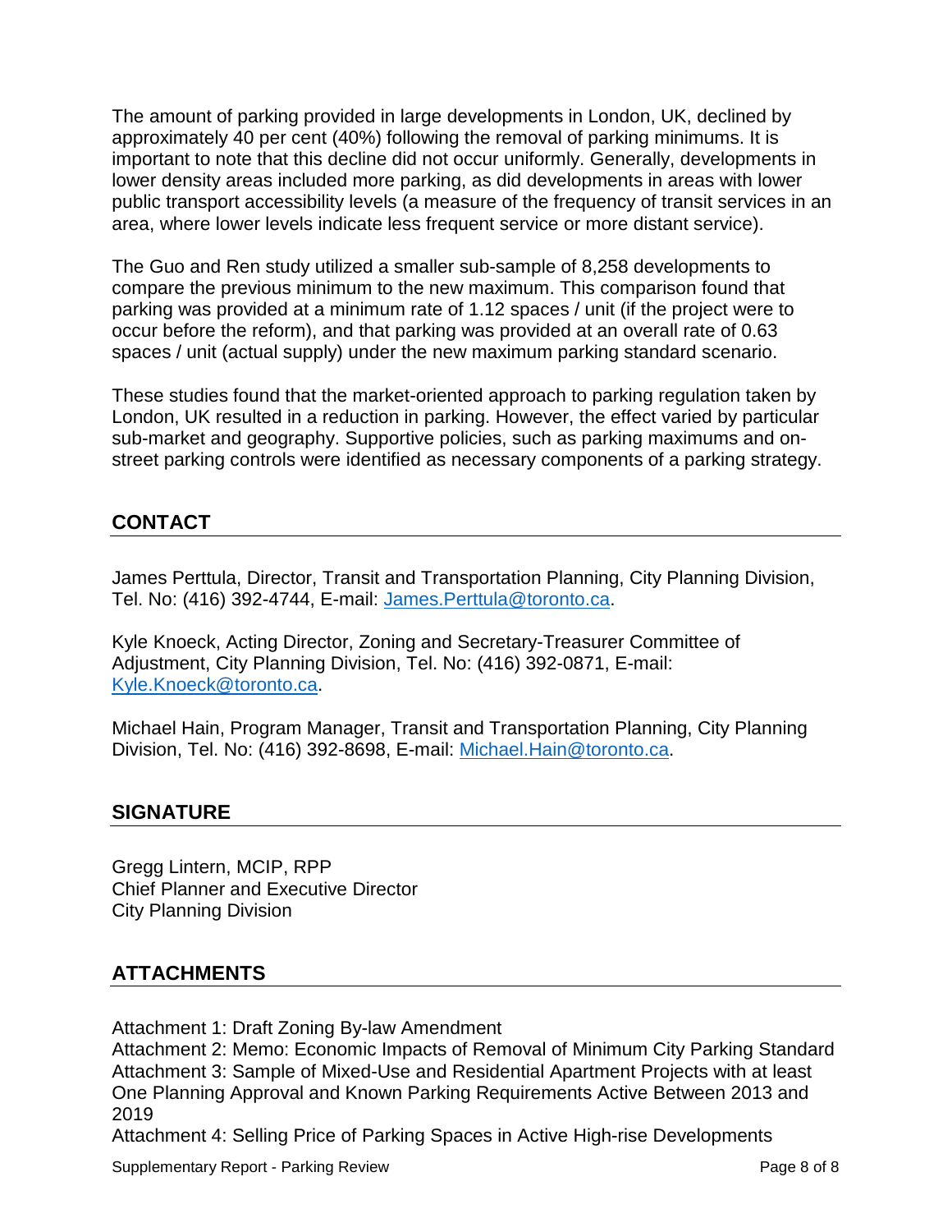The amount of parking provided in large developments in London, UK, declined by approximately 40 per cent (40%) following the removal of parking minimums. It is important to note that this decline did not occur uniformly. Generally, developments in lower density areas included more parking, as did developments in areas with lower public transport accessibility levels (a measure of the frequency of transit services in an area, where lower levels indicate less frequent service or more distant service).

The Guo and Ren study utilized a smaller sub-sample of 8,258 developments to compare the previous minimum to the new maximum. This comparison found that parking was provided at a minimum rate of 1.12 spaces / unit (if the project were to occur before the reform), and that parking was provided at an overall rate of 0.63 spaces / unit (actual supply) under the new maximum parking standard scenario.

These studies found that the market-oriented approach to parking regulation taken by London, UK resulted in a reduction in parking. However, the effect varied by particular sub-market and geography. Supportive policies, such as parking maximums and on-street parking controls were identified as necessary components of a parking strategy.

## CONTACT

James Perttula, Director, Transit and Transportation Planning, City Planning Division, Tel. No: (416) 392-4744, E-mail: James.Perttula@toronto.ca.

Kyle Knoeck, Acting Director, Zoning and Secretary-Treasurer Committee of Adjustment, City Planning Division, Tel. No: (416) 392-0871, E-mail: Kyle.Knoeck@toronto.ca.

Michael Hain, Program Manager, Transit and Transportation Planning, City Planning Division, Tel. No: (416) 392-8698, E-mail: Michael.Hain@toronto.ca.

## SIGNATURE

Gregg Lintern, MCIP, RPP
Chief Planner and Executive Director
City Planning Division

## ATTACHMENTS

Attachment 1: Draft Zoning By-law Amendment
Attachment 2: Memo: Economic Impacts of Removal of Minimum City Parking Standard
Attachment 3: Sample of Mixed-Use and Residential Apartment Projects with at least One Planning Approval and Known Parking Requirements Active Between 2013 and 2019
Attachment 4: Selling Price of Parking Spaces in Active High-rise Developments